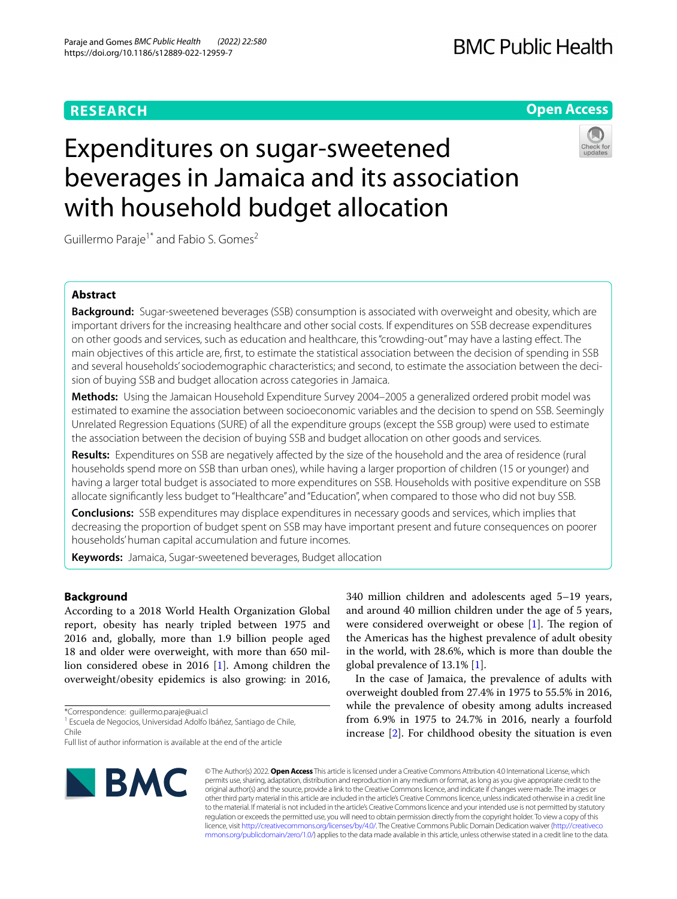RESEARCH

Open Access

# Expenditures on sugar-sweetened beverages in Jamaica and its association with household budget allocation

Guillermo Paraje[1*] and Fabio S. Gomes[2]

## Abstract

**Background:** Sugar-sweetened beverages (SSB) consumption is associated with overweight and obesity, which are important drivers for the increasing healthcare and other social costs. If expenditures on SSB decrease expenditures on other goods and services, such as education and healthcare, this "crowding-out" may have a lasting effect. The main objectives of this article are, first, to estimate the statistical association between the decision of spending in SSB and several households' sociodemographic characteristics; and second, to estimate the association between the decision of buying SSB and budget allocation across categories in Jamaica.

**Methods:** Using the Jamaican Household Expenditure Survey 2004–2005 a generalized ordered probit model was estimated to examine the association between socioeconomic variables and the decision to spend on SSB. Seemingly Unrelated Regression Equations (SURE) of all the expenditure groups (except the SSB group) were used to estimate the association between the decision of buying SSB and budget allocation on other goods and services.

**Results:** Expenditures on SSB are negatively affected by the size of the household and the area of residence (rural households spend more on SSB than urban ones), while having a larger proportion of children (15 or younger) and having a larger total budget is associated to more expenditures on SSB. Households with positive expenditure on SSB allocate significantly less budget to "Healthcare" and "Education", when compared to those who did not buy SSB.

**Conclusions:** SSB expenditures may displace expenditures in necessary goods and services, which implies that decreasing the proportion of budget spent on SSB may have important present and future consequences on poorer households' human capital accumulation and future incomes.

**Keywords:** Jamaica, Sugar-sweetened beverages, Budget allocation

## Background

According to a 2018 World Health Organization Global report, obesity has nearly tripled between 1975 and 2016 and, globally, more than 1.9 billion people aged 18 and older were overweight, with more than 650 million considered obese in 2016 [1]. Among children the overweight/obesity epidemics is also growing: in 2016, 340 million children and adolescents aged 5–19 years, and around 40 million children under the age of 5 years, were considered overweight or obese [1]. The region of the Americas has the highest prevalence of adult obesity in the world, with 28.6%, which is more than double the global prevalence of 13.1% [1].

In the case of Jamaica, the prevalence of adults with overweight doubled from 27.4% in 1975 to 55.5% in 2016, while the prevalence of obesity among adults increased from 6.9% in 1975 to 24.7% in 2016, nearly a fourfold increase [2]. For childhood obesity the situation is even

*Correspondence: guillermo.paraje@uai.cl
[1] Escuela de Negocios, Universidad Adolfo Ibáñez, Santiago de Chile, Chile
Full list of author information is available at the end of the article

© The Author(s) 2022. **Open Access** This article is licensed under a Creative Commons Attribution 4.0 International License, which permits use, sharing, adaptation, distribution and reproduction in any medium or format, as long as you give appropriate credit to the original author(s) and the source, provide a link to the Creative Commons licence, and indicate if changes were made. The images or other third party material in this article are included in the article's Creative Commons licence, unless indicated otherwise in a credit line to the material. If material is not included in the article's Creative Commons licence and your intended use is not permitted by statutory regulation or exceeds the permitted use, you will need to obtain permission directly from the copyright holder. To view a copy of this licence, visit http://creativecommons.org/licenses/by/4.0/. The Creative Commons Public Domain Dedication waiver (http://creativecommons.org/publicdomain/zero/1.0/) applies to the data made available in this article, unless otherwise stated in a credit line to the data.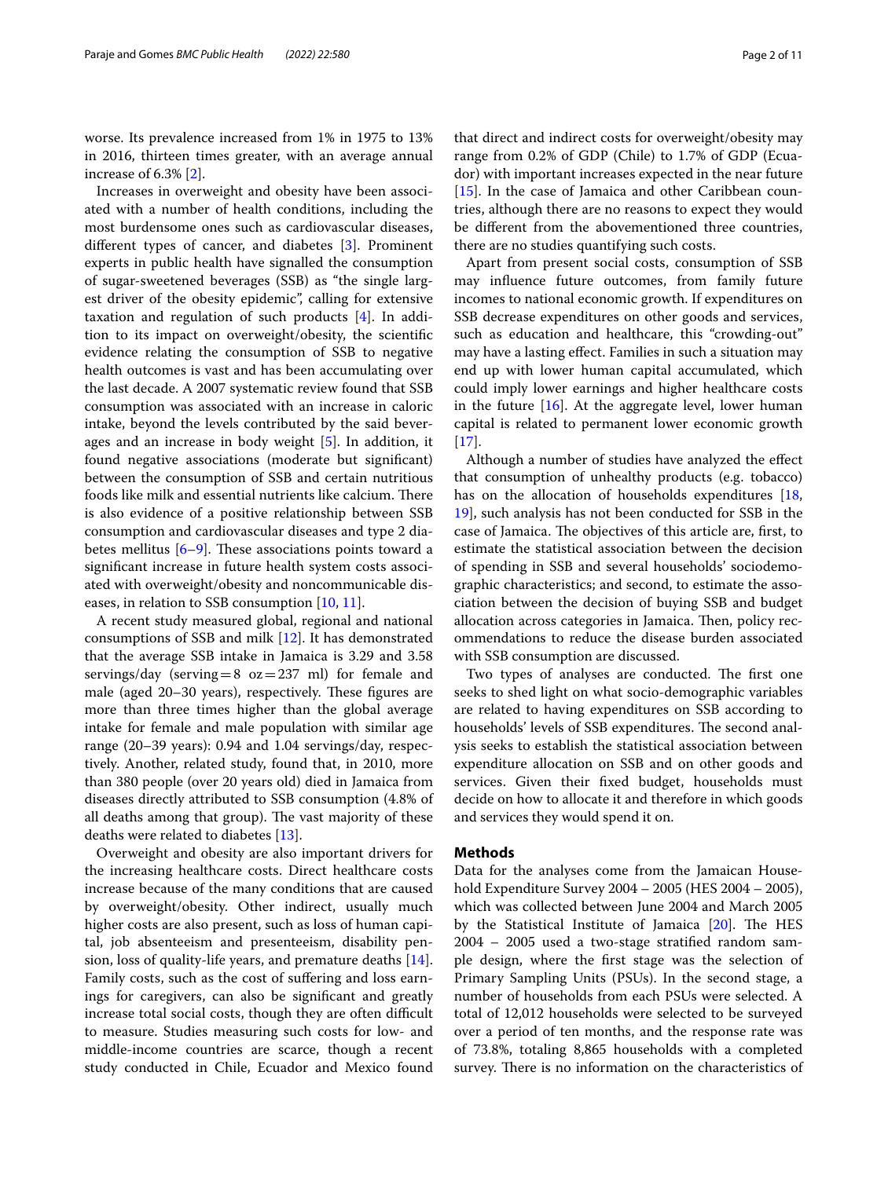worse. Its prevalence increased from 1% in 1975 to 13% in 2016, thirteen times greater, with an average annual increase of 6.3% [2].

Increases in overweight and obesity have been associated with a number of health conditions, including the most burdensome ones such as cardiovascular diseases, different types of cancer, and diabetes [3]. Prominent experts in public health have signalled the consumption of sugar-sweetened beverages (SSB) as "the single largest driver of the obesity epidemic", calling for extensive taxation and regulation of such products [4]. In addition to its impact on overweight/obesity, the scientific evidence relating the consumption of SSB to negative health outcomes is vast and has been accumulating over the last decade. A 2007 systematic review found that SSB consumption was associated with an increase in caloric intake, beyond the levels contributed by the said beverages and an increase in body weight [5]. In addition, it found negative associations (moderate but significant) between the consumption of SSB and certain nutritious foods like milk and essential nutrients like calcium. There is also evidence of a positive relationship between SSB consumption and cardiovascular diseases and type 2 diabetes mellitus [6–9]. These associations points toward a significant increase in future health system costs associated with overweight/obesity and noncommunicable diseases, in relation to SSB consumption [10, 11].

A recent study measured global, regional and national consumptions of SSB and milk [12]. It has demonstrated that the average SSB intake in Jamaica is 3.29 and 3.58 servings/day (serving = 8 oz = 237 ml) for female and male (aged 20–30 years), respectively. These figures are more than three times higher than the global average intake for female and male population with similar age range (20–39 years): 0.94 and 1.04 servings/day, respectively. Another, related study, found that, in 2010, more than 380 people (over 20 years old) died in Jamaica from diseases directly attributed to SSB consumption (4.8% of all deaths among that group). The vast majority of these deaths were related to diabetes [13].

Overweight and obesity are also important drivers for the increasing healthcare costs. Direct healthcare costs increase because of the many conditions that are caused by overweight/obesity. Other indirect, usually much higher costs are also present, such as loss of human capital, job absenteeism and presenteeism, disability pension, loss of quality-life years, and premature deaths [14]. Family costs, such as the cost of suffering and loss earnings for caregivers, can also be significant and greatly increase total social costs, though they are often difficult to measure. Studies measuring such costs for low- and middle-income countries are scarce, though a recent study conducted in Chile, Ecuador and Mexico found that direct and indirect costs for overweight/obesity may range from 0.2% of GDP (Chile) to 1.7% of GDP (Ecuador) with important increases expected in the near future [15]. In the case of Jamaica and other Caribbean countries, although there are no reasons to expect they would be different from the abovementioned three countries, there are no studies quantifying such costs.

Apart from present social costs, consumption of SSB may influence future outcomes, from family future incomes to national economic growth. If expenditures on SSB decrease expenditures on other goods and services, such as education and healthcare, this "crowding-out" may have a lasting effect. Families in such a situation may end up with lower human capital accumulated, which could imply lower earnings and higher healthcare costs in the future [16]. At the aggregate level, lower human capital is related to permanent lower economic growth [17].

Although a number of studies have analyzed the effect that consumption of unhealthy products (e.g. tobacco) has on the allocation of households expenditures [18, 19], such analysis has not been conducted for SSB in the case of Jamaica. The objectives of this article are, first, to estimate the statistical association between the decision of spending in SSB and several households' sociodemographic characteristics; and second, to estimate the association between the decision of buying SSB and budget allocation across categories in Jamaica. Then, policy recommendations to reduce the disease burden associated with SSB consumption are discussed.

Two types of analyses are conducted. The first one seeks to shed light on what socio-demographic variables are related to having expenditures on SSB according to households' levels of SSB expenditures. The second analysis seeks to establish the statistical association between expenditure allocation on SSB and on other goods and services. Given their fixed budget, households must decide on how to allocate it and therefore in which goods and services they would spend it on.

## Methods

Data for the analyses come from the Jamaican Household Expenditure Survey 2004 – 2005 (HES 2004 – 2005), which was collected between June 2004 and March 2005 by the Statistical Institute of Jamaica [20]. The HES 2004 – 2005 used a two-stage stratified random sample design, where the first stage was the selection of Primary Sampling Units (PSUs). In the second stage, a number of households from each PSUs were selected. A total of 12,012 households were selected to be surveyed over a period of ten months, and the response rate was of 73.8%, totaling 8,865 households with a completed survey. There is no information on the characteristics of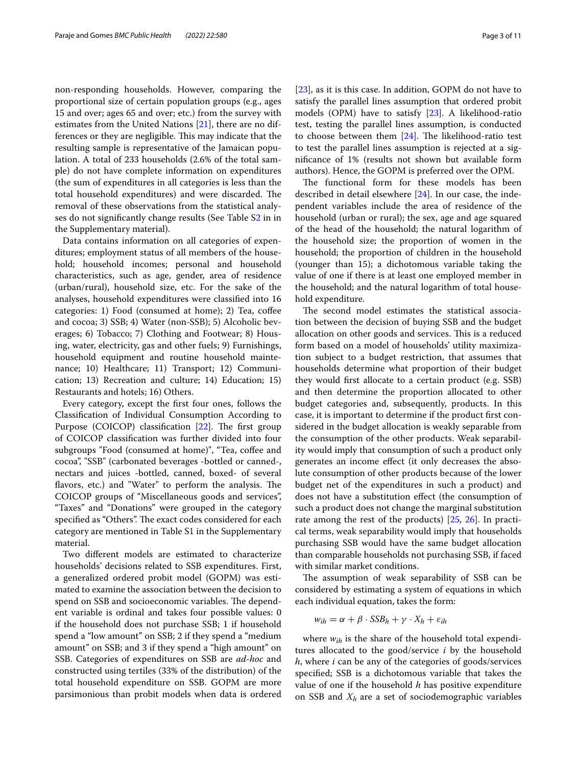non-responding households. However, comparing the proportional size of certain population groups (e.g., ages 15 and over; ages 65 and over; etc.) from the survey with estimates from the United Nations [21], there are no differences or they are negligible. This may indicate that the resulting sample is representative of the Jamaican population. A total of 233 households (2.6% of the total sample) do not have complete information on expenditures (the sum of expenditures in all categories is less than the total household expenditures) and were discarded. The removal of these observations from the statistical analyses do not significantly change results (See Table S2 in in the Supplementary material).

Data contains information on all categories of expenditures; employment status of all members of the household; household incomes; personal and household characteristics, such as age, gender, area of residence (urban/rural), household size, etc. For the sake of the analyses, household expenditures were classified into 16 categories: 1) Food (consumed at home); 2) Tea, coffee and cocoa; 3) SSB; 4) Water (non-SSB); 5) Alcoholic beverages; 6) Tobacco; 7) Clothing and Footwear; 8) Housing, water, electricity, gas and other fuels; 9) Furnishings, household equipment and routine household maintenance; 10) Healthcare; 11) Transport; 12) Communication; 13) Recreation and culture; 14) Education; 15) Restaurants and hotels; 16) Others.

Every category, except the first four ones, follows the Classification of Individual Consumption According to Purpose (COICOP) classification [22]. The first group of COICOP classification was further divided into four subgroups "Food (consumed at home)", "Tea, coffee and cocoa", "SSB" (carbonated beverages -bottled or canned-, nectars and juices -bottled, canned, boxed- of several flavors, etc.) and "Water" to perform the analysis. The COICOP groups of "Miscellaneous goods and services", "Taxes" and "Donations" were grouped in the category specified as "Others". The exact codes considered for each category are mentioned in Table S1 in the Supplementary material.

Two different models are estimated to characterize households' decisions related to SSB expenditures. First, a generalized ordered probit model (GOPM) was estimated to examine the association between the decision to spend on SSB and socioeconomic variables. The dependent variable is ordinal and takes four possible values: 0 if the household does not purchase SSB; 1 if household spend a "low amount" on SSB; 2 if they spend a "medium amount" on SSB; and 3 if they spend a "high amount" on SSB. Categories of expenditures on SSB are *ad-hoc* and constructed using tertiles (33% of the distribution) of the total household expenditure on SSB. GOPM are more parsimonious than probit models when data is ordered [23], as it is this case. In addition, GOPM do not have to satisfy the parallel lines assumption that ordered probit models (OPM) have to satisfy [23]. A likelihood-ratio test, testing the parallel lines assumption, is conducted to choose between them [24]. The likelihood-ratio test to test the parallel lines assumption is rejected at a significance of 1% (results not shown but available form authors). Hence, the GOPM is preferred over the OPM.

The functional form for these models has been described in detail elsewhere [24]. In our case, the independent variables include the area of residence of the household (urban or rural); the sex, age and age squared of the head of the household; the natural logarithm of the household size; the proportion of women in the household; the proportion of children in the household (younger than 15); a dichotomous variable taking the value of one if there is at least one employed member in the household; and the natural logarithm of total household expenditure.

The second model estimates the statistical association between the decision of buying SSB and the budget allocation on other goods and services. This is a reduced form based on a model of households' utility maximization subject to a budget restriction, that assumes that households determine what proportion of their budget they would first allocate to a certain product (e.g. SSB) and then determine the proportion allocated to other budget categories and, subsequently, products. In this case, it is important to determine if the product first considered in the budget allocation is weakly separable from the consumption of the other products. Weak separability would imply that consumption of such a product only generates an income effect (it only decreases the absolute consumption of other products because of the lower budget net of the expenditures in such a product) and does not have a substitution effect (the consumption of such a product does not change the marginal substitution rate among the rest of the products) [25, 26]. In practical terms, weak separability would imply that households purchasing SSB would have the same budget allocation than comparable households not purchasing SSB, if faced with similar market conditions.

The assumption of weak separability of SSB can be considered by estimating a system of equations in which each individual equation, takes the form:

$$w_{ih} = \alpha + \beta \cdot SSB_h + \gamma \cdot X_h + \varepsilon_{ih}$$

where $w_{ih}$ is the share of the household total expenditures allocated to the good/service $i$ by the household $h$, where $i$ can be any of the categories of goods/services specified; SSB is a dichotomous variable that takes the value of one if the household $h$ has positive expenditure on SSB and $X_h$ are a set of sociodemographic variables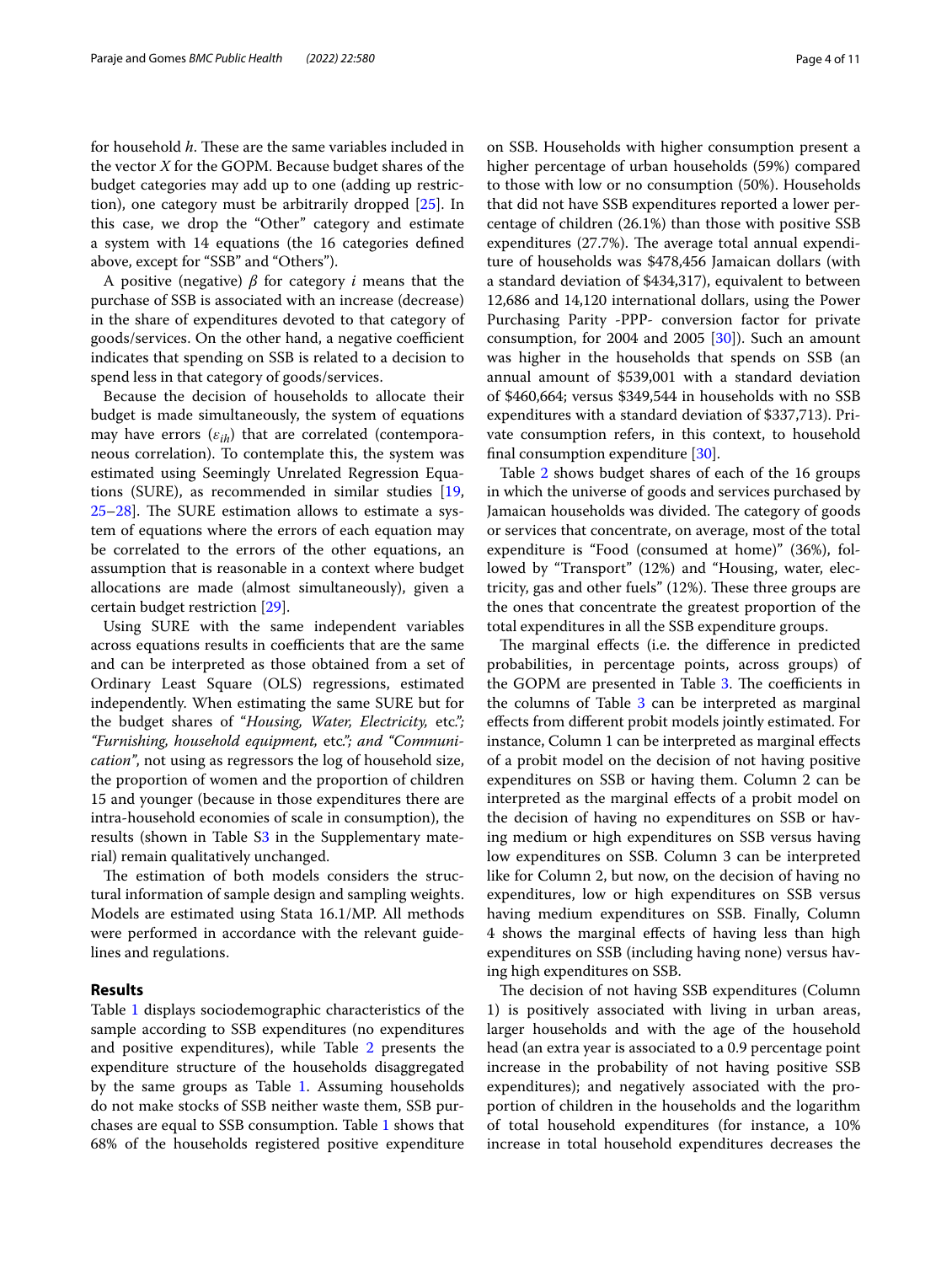for household *h*. These are the same variables included in the vector *X* for the GOPM. Because budget shares of the budget categories may add up to one (adding up restriction), one category must be arbitrarily dropped [25]. In this case, we drop the "Other" category and estimate a system with 14 equations (the 16 categories defined above, except for "SSB" and "Others").

A positive (negative) $\beta$ for category *i* means that the purchase of SSB is associated with an increase (decrease) in the share of expenditures devoted to that category of goods/services. On the other hand, a negative coefficient indicates that spending on SSB is related to a decision to spend less in that category of goods/services.

Because the decision of households to allocate their budget is made simultaneously, the system of equations may have errors ($\varepsilon_{ih}$) that are correlated (contemporaneous correlation). To contemplate this, the system was estimated using Seemingly Unrelated Regression Equations (SURE), as recommended in similar studies [19, 25–28]. The SURE estimation allows to estimate a system of equations where the errors of each equation may be correlated to the errors of the other equations, an assumption that is reasonable in a context where budget allocations are made (almost simultaneously), given a certain budget restriction [29].

Using SURE with the same independent variables across equations results in coefficients that are the same and can be interpreted as those obtained from a set of Ordinary Least Square (OLS) regressions, estimated independently. When estimating the same SURE but for the budget shares of *"Housing, Water, Electricity,* etc.*"; "Furnishing, household equipment,* etc.*"; and "Communication"*, not using as regressors the log of household size, the proportion of women and the proportion of children 15 and younger (because in those expenditures there are intra-household economies of scale in consumption), the results (shown in Table S3 in the Supplementary material) remain qualitatively unchanged.

The estimation of both models considers the structural information of sample design and sampling weights. Models are estimated using Stata 16.1/MP. All methods were performed in accordance with the relevant guidelines and regulations.

## Results

Table 1 displays sociodemographic characteristics of the sample according to SSB expenditures (no expenditures and positive expenditures), while Table 2 presents the expenditure structure of the households disaggregated by the same groups as Table 1. Assuming households do not make stocks of SSB neither waste them, SSB purchases are equal to SSB consumption. Table 1 shows that 68% of the households registered positive expenditure on SSB. Households with higher consumption present a higher percentage of urban households (59%) compared to those with low or no consumption (50%). Households that did not have SSB expenditures reported a lower percentage of children (26.1%) than those with positive SSB expenditures (27.7%). The average total annual expenditure of households was $478,456 Jamaican dollars (with a standard deviation of $434,317), equivalent to between 12,686 and 14,120 international dollars, using the Power Purchasing Parity -PPP- conversion factor for private consumption, for 2004 and 2005 [30]). Such an amount was higher in the households that spends on SSB (an annual amount of $539,001 with a standard deviation of $460,664; versus $349,544 in households with no SSB expenditures with a standard deviation of $337,713). Private consumption refers, in this context, to household final consumption expenditure [30].

Table 2 shows budget shares of each of the 16 groups in which the universe of goods and services purchased by Jamaican households was divided. The category of goods or services that concentrate, on average, most of the total expenditure is "Food (consumed at home)" (36%), followed by "Transport" (12%) and "Housing, water, electricity, gas and other fuels" (12%). These three groups are the ones that concentrate the greatest proportion of the total expenditures in all the SSB expenditure groups.

The marginal effects (i.e. the difference in predicted probabilities, in percentage points, across groups) of the GOPM are presented in Table 3. The coefficients in the columns of Table 3 can be interpreted as marginal effects from different probit models jointly estimated. For instance, Column 1 can be interpreted as marginal effects of a probit model on the decision of not having positive expenditures on SSB or having them. Column 2 can be interpreted as the marginal effects of a probit model on the decision of having no expenditures on SSB or having medium or high expenditures on SSB versus having low expenditures on SSB. Column 3 can be interpreted like for Column 2, but now, on the decision of having no expenditures, low or high expenditures on SSB versus having medium expenditures on SSB. Finally, Column 4 shows the marginal effects of having less than high expenditures on SSB (including having none) versus having high expenditures on SSB.

The decision of not having SSB expenditures (Column 1) is positively associated with living in urban areas, larger households and with the age of the household head (an extra year is associated to a 0.9 percentage point increase in the probability of not having positive SSB expenditures); and negatively associated with the proportion of children in the households and the logarithm of total household expenditures (for instance, a 10% increase in total household expenditures decreases the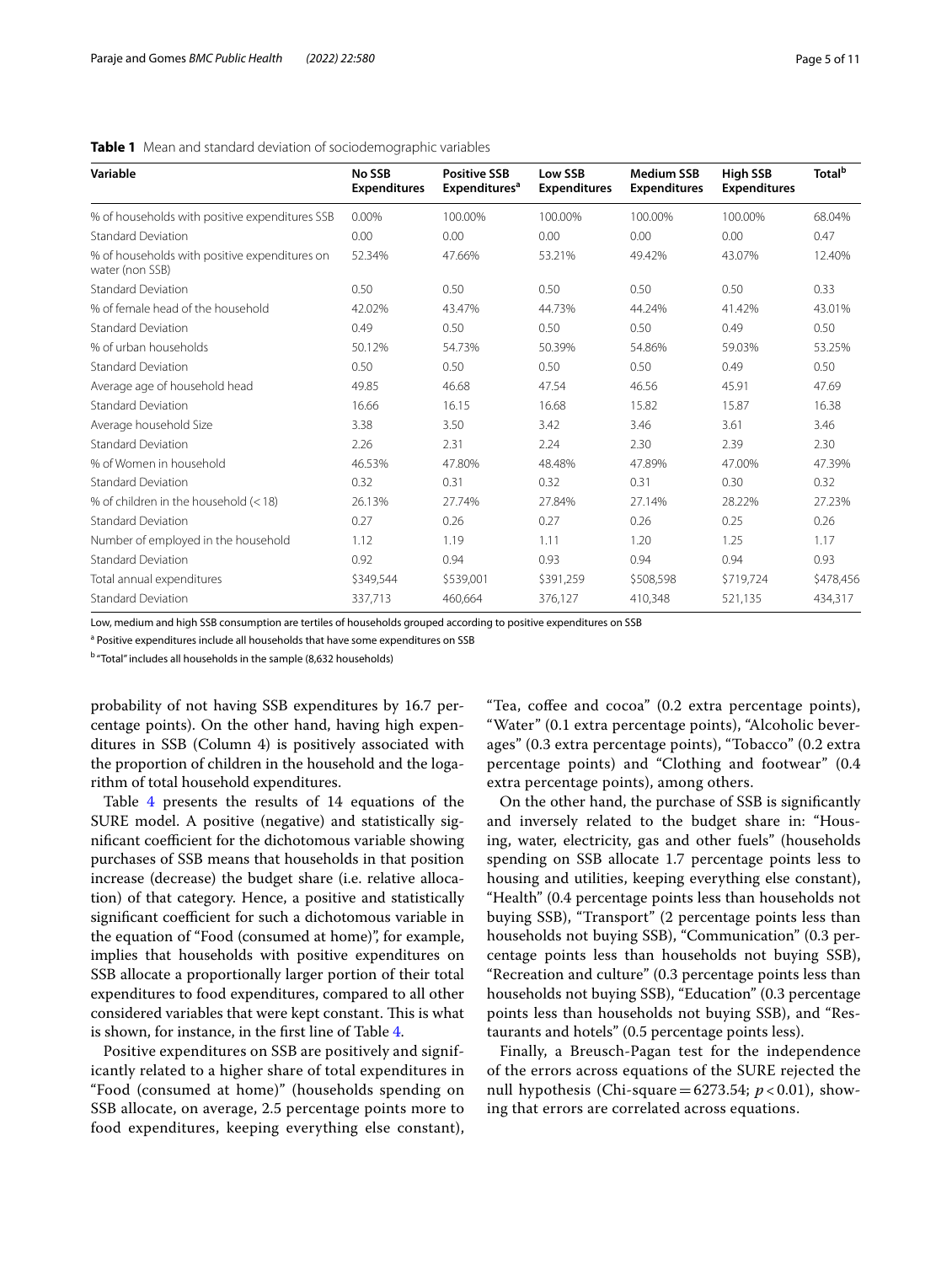**Table 1** Mean and standard deviation of sociodemographic variables

| Variable | No SSB Expenditures | Positive SSB Expenditures[a] | Low SSB Expenditures | Medium SSB Expenditures | High SSB Expenditures | Total[b] |
|---|---|---|---|---|---|---|
| % of households with positive expenditures SSB | 0.00% | 100.00% | 100.00% | 100.00% | 100.00% | 68.04% |
| Standard Deviation | 0.00 | 0.00 | 0.00 | 0.00 | 0.00 | 0.47 |
| % of households with positive expenditures on water (non SSB) | 52.34% | 47.66% | 53.21% | 49.42% | 43.07% | 12.40% |
| Standard Deviation | 0.50 | 0.50 | 0.50 | 0.50 | 0.50 | 0.33 |
| % of female head of the household | 42.02% | 43.47% | 44.73% | 44.24% | 41.42% | 43.01% |
| Standard Deviation | 0.49 | 0.50 | 0.50 | 0.50 | 0.49 | 0.50 |
| % of urban households | 50.12% | 54.73% | 50.39% | 54.86% | 59.03% | 53.25% |
| Standard Deviation | 0.50 | 0.50 | 0.50 | 0.50 | 0.49 | 0.50 |
| Average age of household head | 49.85 | 46.68 | 47.54 | 46.56 | 45.91 | 47.69 |
| Standard Deviation | 16.66 | 16.15 | 16.68 | 15.82 | 15.87 | 16.38 |
| Average household Size | 3.38 | 3.50 | 3.42 | 3.46 | 3.61 | 3.46 |
| Standard Deviation | 2.26 | 2.31 | 2.24 | 2.30 | 2.39 | 2.30 |
| % of Women in household | 46.53% | 47.80% | 48.48% | 47.89% | 47.00% | 47.39% |
| Standard Deviation | 0.32 | 0.31 | 0.32 | 0.31 | 0.30 | 0.32 |
| % of children in the household (<18) | 26.13% | 27.74% | 27.84% | 27.14% | 28.22% | 27.23% |
| Standard Deviation | 0.27 | 0.26 | 0.27 | 0.26 | 0.25 | 0.26 |
| Number of employed in the household | 1.12 | 1.19 | 1.11 | 1.20 | 1.25 | 1.17 |
| Standard Deviation | 0.92 | 0.94 | 0.93 | 0.94 | 0.94 | 0.93 |
| Total annual expenditures | $349,544 | $539,001 | $391,259 | $508,598 | $719,724 | $478,456 |
| Standard Deviation | 337,713 | 460,664 | 376,127 | 410,348 | 521,135 | 434,317 |

Low, medium and high SSB consumption are tertiles of households grouped according to positive expenditures on SSB

[a] Positive expenditures include all households that have some expenditures on SSB

[b] "Total" includes all households in the sample (8,632 households)

probability of not having SSB expenditures by 16.7 percentage points). On the other hand, having high expenditures in SSB (Column 4) is positively associated with the proportion of children in the household and the logarithm of total household expenditures.

Table 4 presents the results of 14 equations of the SURE model. A positive (negative) and statistically significant coefficient for the dichotomous variable showing purchases of SSB means that households in that position increase (decrease) the budget share (i.e. relative allocation) of that category. Hence, a positive and statistically significant coefficient for such a dichotomous variable in the equation of "Food (consumed at home)", for example, implies that households with positive expenditures on SSB allocate a proportionally larger portion of their total expenditures to food expenditures, compared to all other considered variables that were kept constant. This is what is shown, for instance, in the first line of Table 4.

Positive expenditures on SSB are positively and significantly related to a higher share of total expenditures in "Food (consumed at home)" (households spending on SSB allocate, on average, 2.5 percentage points more to food expenditures, keeping everything else constant), "Tea, coffee and cocoa" (0.2 extra percentage points), "Water" (0.1 extra percentage points), "Alcoholic beverages" (0.3 extra percentage points), "Tobacco" (0.2 extra percentage points) and "Clothing and footwear" (0.4 extra percentage points), among others.

On the other hand, the purchase of SSB is significantly and inversely related to the budget share in: "Housing, water, electricity, gas and other fuels" (households spending on SSB allocate 1.7 percentage points less to housing and utilities, keeping everything else constant), "Health" (0.4 percentage points less than households not buying SSB), "Transport" (2 percentage points less than households not buying SSB), "Communication" (0.3 percentage points less than households not buying SSB), "Recreation and culture" (0.3 percentage points less than households not buying SSB), "Education" (0.3 percentage points less than households not buying SSB), and "Restaurants and hotels" (0.5 percentage points less).

Finally, a Breusch-Pagan test for the independence of the errors across equations of the SURE rejected the null hypothesis (Chi-square = 6273.54; $p < 0.01$), showing that errors are correlated across equations.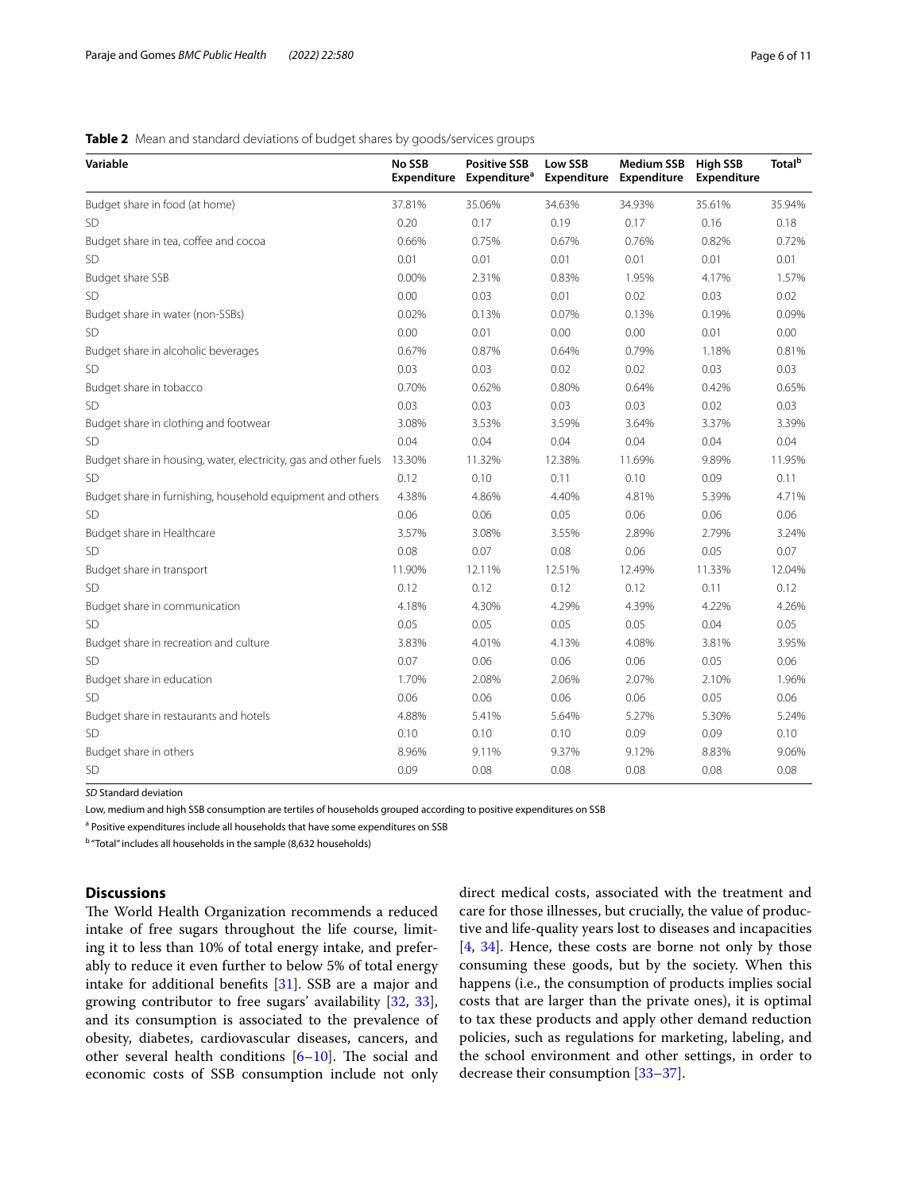**Table 2** Mean and standard deviations of budget shares by goods/services groups

| Variable | No SSB Expenditure | Positive SSB Expenditure[a] | Low SSB Expenditure | Medium SSB Expenditure | High SSB Expenditure | Total[b] |
|---|---|---|---|---|---|---|
| Budget share in food (at home) | 37.81% | 35.06% | 34.63% | 34.93% | 35.61% | 35.94% |
| SD | 0.20 | 0.17 | 0.19 | 0.17 | 0.16 | 0.18 |
| Budget share in tea, coffee and cocoa | 0.66% | 0.75% | 0.67% | 0.76% | 0.82% | 0.72% |
| SD | 0.01 | 0.01 | 0.01 | 0.01 | 0.01 | 0.01 |
| Budget share SSB | 0.00% | 2.31% | 0.83% | 1.95% | 4.17% | 1.57% |
| SD | 0.00 | 0.03 | 0.01 | 0.02 | 0.03 | 0.02 |
| Budget share in water (non-SSBs) | 0.02% | 0.13% | 0.07% | 0.13% | 0.19% | 0.09% |
| SD | 0.00 | 0.01 | 0.00 | 0.00 | 0.01 | 0.00 |
| Budget share in alcoholic beverages | 0.67% | 0.87% | 0.64% | 0.79% | 1.18% | 0.81% |
| SD | 0.03 | 0.03 | 0.02 | 0.02 | 0.03 | 0.03 |
| Budget share in tobacco | 0.70% | 0.62% | 0.80% | 0.64% | 0.42% | 0.65% |
| SD | 0.03 | 0.03 | 0.03 | 0.03 | 0.02 | 0.03 |
| Budget share in clothing and footwear | 3.08% | 3.53% | 3.59% | 3.64% | 3.37% | 3.39% |
| SD | 0.04 | 0.04 | 0.04 | 0.04 | 0.04 | 0.04 |
| Budget share in housing, water, electricity, gas and other fuels | 13.30% | 11.32% | 12.38% | 11.69% | 9.89% | 11.95% |
| SD | 0.12 | 0.10 | 0.11 | 0.10 | 0.09 | 0.11 |
| Budget share in furnishing, household equipment and others | 4.38% | 4.86% | 4.40% | 4.81% | 5.39% | 4.71% |
| SD | 0.06 | 0.06 | 0.05 | 0.06 | 0.06 | 0.06 |
| Budget share in Healthcare | 3.57% | 3.08% | 3.55% | 2.89% | 2.79% | 3.24% |
| SD | 0.08 | 0.07 | 0.08 | 0.06 | 0.05 | 0.07 |
| Budget share in transport | 11.90% | 12.11% | 12.51% | 12.49% | 11.33% | 12.04% |
| SD | 0.12 | 0.12 | 0.12 | 0.12 | 0.11 | 0.12 |
| Budget share in communication | 4.18% | 4.30% | 4.29% | 4.39% | 4.22% | 4.26% |
| SD | 0.05 | 0.05 | 0.05 | 0.05 | 0.04 | 0.05 |
| Budget share in recreation and culture | 3.83% | 4.01% | 4.13% | 4.08% | 3.81% | 3.95% |
| SD | 0.07 | 0.06 | 0.06 | 0.06 | 0.05 | 0.06 |
| Budget share in education | 1.70% | 2.08% | 2.06% | 2.07% | 2.10% | 1.96% |
| SD | 0.06 | 0.06 | 0.06 | 0.06 | 0.05 | 0.06 |
| Budget share in restaurants and hotels | 4.88% | 5.41% | 5.64% | 5.27% | 5.30% | 5.24% |
| SD | 0.10 | 0.10 | 0.10 | 0.09 | 0.09 | 0.10 |
| Budget share in others | 8.96% | 9.11% | 9.37% | 9.12% | 8.83% | 9.06% |
| SD | 0.09 | 0.08 | 0.08 | 0.08 | 0.08 | 0.08 |

*SD* Standard deviation

Low, medium and high SSB consumption are tertiles of households grouped according to positive expenditures on SSB

[a] Positive expenditures include all households that have some expenditures on SSB

[b] "Total" includes all households in the sample (8,632 households)

## Discussions

The World Health Organization recommends a reduced intake of free sugars throughout the life course, limiting it to less than 10% of total energy intake, and preferably to reduce it even further to below 5% of total energy intake for additional benefits [31]. SSB are a major and growing contributor to free sugars' availability [32, 33], and its consumption is associated to the prevalence of obesity, diabetes, cardiovascular diseases, cancers, and other several health conditions [6–10]. The social and economic costs of SSB consumption include not only direct medical costs, associated with the treatment and care for those illnesses, but crucially, the value of productive and life-quality years lost to diseases and incapacities [4, 34]. Hence, these costs are borne not only by those consuming these goods, but by the society. When this happens (i.e., the consumption of products implies social costs that are larger than the private ones), it is optimal to tax these products and apply other demand reduction policies, such as regulations for marketing, labeling, and the school environment and other settings, in order to decrease their consumption [33–37].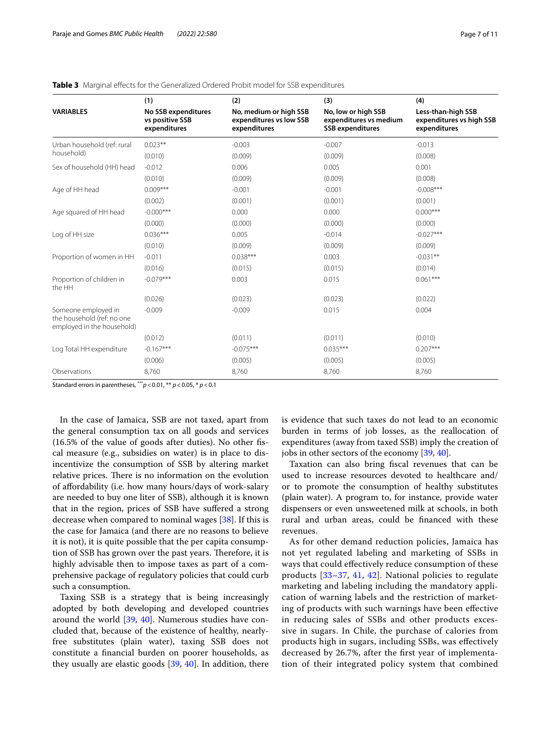**Table 3** Marginal effects for the Generalized Ordered Probit model for SSB expenditures

| VARIABLES | (1) No SSB expenditures vs positive SSB expenditures | (2) No, medium or high SSB expenditures vs low SSB expenditures | (3) No, low or high SSB expenditures vs medium SSB expenditures | (4) Less-than-high SSB expenditures vs high SSB expenditures |
|---|---|---|---|---|
| Urban household (ref: rural household) | 0.023** | -0.003 | -0.007 | -0.013 |
| | (0.010) | (0.009) | (0.009) | (0.008) |
| Sex of household (HH) head | -0.012 | 0.006 | 0.005 | 0.001 |
| | (0.010) | (0.009) | (0.009) | (0.008) |
| Age of HH head | 0.009*** | -0.001 | -0.001 | -0.008*** |
| | (0.002) | (0.001) | (0.001) | (0.001) |
| Age squared of HH head | -0.000*** | 0.000 | 0.000 | 0.000*** |
| | (0.000) | (0.000) | (0.000) | (0.000) |
| Log of HH size | 0.036*** | 0.005 | -0.014 | -0.027*** |
| | (0.010) | (0.009) | (0.009) | (0.009) |
| Proportion of women in HH | -0.011 | 0.038*** | 0.003 | -0.031** |
| | (0.016) | (0.015) | (0.015) | (0.014) |
| Proportion of children in the HH | -0.079*** | 0.003 | 0.015 | 0.061*** |
| | (0.026) | (0.023) | (0.023) | (0.022) |
| Someone employed in the household (ref: no one employed in the household) | -0.009 | -0.009 | 0.015 | 0.004 |
| | (0.012) | (0.011) | (0.011) | (0.010) |
| Log Total HH expenditure | -0.167*** | -0.075*** | 0.035*** | 0.207*** |
| | (0.006) | (0.005) | (0.005) | (0.005) |
| Observations | 8,760 | 8,760 | 8,760 | 8,760 |

Standard errors in parentheses, *** $p<0.01$, ** $p<0.05$, * $p<0.1$

In the case of Jamaica, SSB are not taxed, apart from the general consumption tax on all goods and services (16.5% of the value of goods after duties). No other fiscal measure (e.g., subsidies on water) is in place to disincentivize the consumption of SSB by altering market relative prices. There is no information on the evolution of affordability (i.e. how many hours/days of work-salary are needed to buy one liter of SSB), although it is known that in the region, prices of SSB have suffered a strong decrease when compared to nominal wages [38]. If this is the case for Jamaica (and there are no reasons to believe it is not), it is quite possible that the per capita consumption of SSB has grown over the past years. Therefore, it is highly advisable then to impose taxes as part of a comprehensive package of regulatory policies that could curb such a consumption.

Taxing SSB is a strategy that is being increasingly adopted by both developing and developed countries around the world [39, 40]. Numerous studies have concluded that, because of the existence of healthy, nearly-free substitutes (plain water), taxing SSB does not constitute a financial burden on poorer households, as they usually are elastic goods [39, 40]. In addition, there is evidence that such taxes do not lead to an economic burden in terms of job losses, as the reallocation of expenditures (away from taxed SSB) imply the creation of jobs in other sectors of the economy [39, 40].

Taxation can also bring fiscal revenues that can be used to increase resources devoted to healthcare and/or to promote the consumption of healthy substitutes (plain water). A program to, for instance, provide water dispensers or even unsweetened milk at schools, in both rural and urban areas, could be financed with these revenues.

As for other demand reduction policies, Jamaica has not yet regulated labeling and marketing of SSBs in ways that could effectively reduce consumption of these products [33–37, 41, 42]. National policies to regulate marketing and labeling including the mandatory application of warning labels and the restriction of marketing of products with such warnings have been effective in reducing sales of SSBs and other products excessive in sugars. In Chile, the purchase of calories from products high in sugars, including SSBs, was effectively decreased by 26.7%, after the first year of implementation of their integrated policy system that combined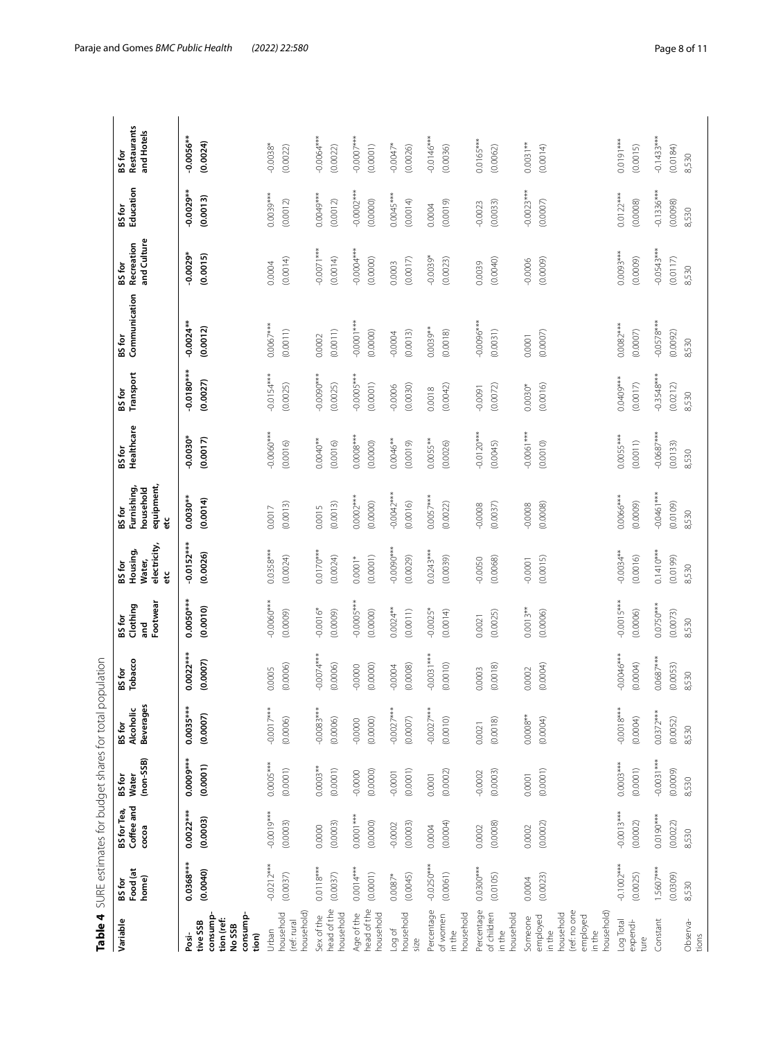**Table 4** SURE estimates for budget shares for total population

| Variable | BS for Food (at home) | BS for Tea, Coffee and cocoa | BS for Water (non-SSB) | BS for Alcoholic Beverages | BS for Tobacco | BS for Clothing and Footwear | BS for Housing, Water, electricity, etc | BS for Furnishing, household equipment, etc | BS for Healthcare | BS for Transport | BS for Communication | BS for Recreation and Culture | BS for Education | BS for Restaurants and Hotels |
|---|---|---|---|---|---|---|---|---|---|---|---|---|---|---|
| **Positive SSB consumption (ref: No SSB consumption)** | **0.0368***<br>(0.0040)** | **0.0022***<br>(0.0003)** | **0.0009***<br>(0.0001)** | **0.0035***<br>(0.0007)** | **0.0022***<br>(0.0007)** | **0.0050***<br>(0.0010)** | **-0.0152***<br>(0.0026)** | **0.0030**<br>(0.0014)** | **-0.0030*<br>(0.0017)** | **-0.0180***<br>(0.0027)** | **-0.0024**<br>(0.0012)** | **-0.0029*<br>(0.0015)** | **-0.0029**<br>(0.0013)** | **-0.0056**<br>(0.0024)** |
| Urban household (ref: rural household) | -0.0212***<br>(0.0037) | -0.0019***<br>(0.0003) | 0.0005***<br>(0.0001) | -0.0017***<br>(0.0006) | 0.0005<br>(0.0006) | -0.0060***<br>(0.0009) | 0.0358***<br>(0.0024) | 0.0017<br>(0.0013) | -0.0060***<br>(0.0016) | -0.0154***<br>(0.0025) | 0.0067***<br>(0.0011) | 0.0004<br>(0.0014) | 0.0039***<br>(0.0012) | -0.0038*<br>(0.0022) |
| Sex of the head of the household | 0.0118***<br>(0.0037) | 0.0000<br>(0.0003) | 0.0003**<br>(0.0001) | -0.0083***<br>(0.0006) | -0.0074***<br>(0.0006) | -0.0016*<br>(0.0009) | 0.0170***<br>(0.0024) | 0.0015<br>(0.0013) | 0.0040**<br>(0.0016) | -0.0090***<br>(0.0025) | 0.0002<br>(0.0011) | -0.0071***<br>(0.0014) | 0.0049***<br>(0.0012) | -0.0064***<br>(0.0022) |
| Age of the head of the household | 0.0014***<br>(0.0001) | 0.0001***<br>(0.0000) | -0.0000<br>(0.0000) | -0.0000<br>(0.0000) | -0.0000<br>(0.0000) | -0.0005***<br>(0.0000) | 0.0001*<br>(0.0001) | 0.0002***<br>(0.0000) | 0.0008***<br>(0.0000) | -0.0005***<br>(0.0001) | -0.0001***<br>(0.0000) | -0.0004***<br>(0.0000) | -0.0002***<br>(0.0000) | -0.0007***<br>(0.0001) |
| Log of household size | 0.0087*<br>(0.0045) | -0.0002<br>(0.0003) | -0.0001<br>(0.0001) | -0.0027***<br>(0.0007) | -0.0004<br>(0.0008) | 0.0024**<br>(0.0011) | -0.0090***<br>(0.0029) | -0.0042***<br>(0.0016) | 0.0046**<br>(0.0019) | -0.0006<br>(0.0030) | -0.0004<br>(0.0013) | 0.0003<br>(0.0017) | 0.0045***<br>(0.0014) | -0.0047*<br>(0.0026) |
| Percentage of women in the household | -0.0250***<br>(0.0061) | 0.0004<br>(0.0004) | 0.0001<br>(0.0002) | -0.0027***<br>(0.0010) | -0.0031***<br>(0.0010) | -0.0025*<br>(0.0014) | 0.0243***<br>(0.0039) | 0.0057***<br>(0.0022) | 0.0055**<br>(0.0026) | 0.0018<br>(0.0042) | 0.0039**<br>(0.0018) | -0.0039*<br>(0.0023) | 0.0004<br>(0.0019) | -0.0146***<br>(0.0036) |
| Percentage of children in the household | 0.0300***<br>(0.0105) | 0.0002<br>(0.0008) | -0.0002<br>(0.0003) | 0.0021<br>(0.0018) | 0.0003<br>(0.0018) | 0.0021<br>(0.0025) | -0.0050<br>(0.0068) | -0.0008<br>(0.0037) | -0.0120***<br>(0.0045) | -0.0091<br>(0.0072) | -0.0096***<br>(0.0031) | 0.0039<br>(0.0040) | -0.0023<br>(0.0033) | 0.0165***<br>(0.0062) |
| Someone employed in the household (ref: no one employed in the household) | 0.0004<br>(0.0023) | 0.0002<br>(0.0002) | 0.0001<br>(0.0001) | 0.0008**<br>(0.0004) | 0.0002<br>(0.0004) | 0.0013**<br>(0.0006) | -0.0001<br>(0.0015) | -0.0008<br>(0.0008) | -0.0061***<br>(0.0010) | 0.0030*<br>(0.0016) | 0.0001<br>(0.0007) | -0.0006<br>(0.0009) | -0.0023***<br>(0.0007) | 0.0031**<br>(0.0014) |
| Log Total expenditure | -0.1002***<br>(0.0025) | -0.0013***<br>(0.0002) | 0.0003***<br>(0.0001) | -0.0018***<br>(0.0004) | -0.0046***<br>(0.0004) | -0.0015***<br>(0.0006) | -0.0034**<br>(0.0016) | 0.0066***<br>(0.0009) | 0.0055***<br>(0.0011) | 0.0409***<br>(0.0017) | 0.0082***<br>(0.0007) | 0.0093***<br>(0.0009) | 0.0122***<br>(0.0008) | 0.0191***<br>(0.0015) |
| Constant | 1.5607***<br>(0.0309) | 0.0190***<br>(0.0022) | -0.0031***<br>(0.0009) | 0.0372***<br>(0.0052) | 0.0687***<br>(0.0053) | 0.0750***<br>(0.0073) | 0.1410***<br>(0.0199) | -0.0461***<br>(0.0109) | -0.0687***<br>(0.0133) | -0.3548***<br>(0.0212) | -0.0578***<br>(0.0092) | -0.0543***<br>(0.0117) | -0.1336***<br>(0.0098) | -0.1433***<br>(0.0184) |
| Observations | 8,530 | 8,530 | 8,530 | 8,530 | 8,530 | 8,530 | 8,530 | 8,530 | 8,530 | 8,530 | 8,530 | 8,530 | 8,530 | 8,530 |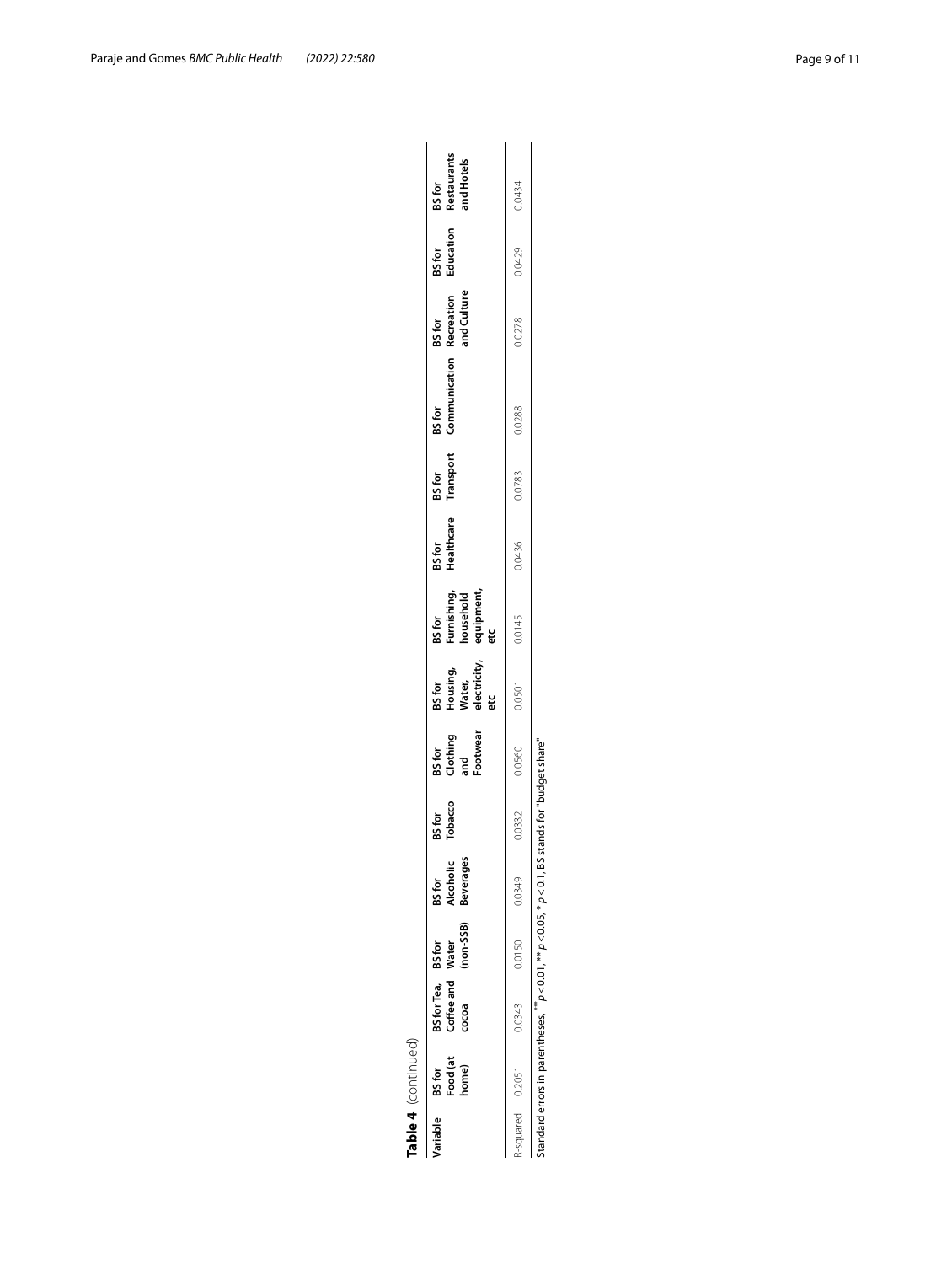**Table 4** (continued)

| Variable | BS for Food (at home) | BS for Tea, Coffee and cocoa | BS for Water (non-SSB) | BS for Alcoholic Beverages | BS for Tobacco | BS for Clothing and Footwear | BS for Housing, Water, electricity, etc | BS for Furnishing, household equipment, etc | BS for Healthcare | BS for Transport | BS for Communication | BS for Recreation and Culture | BS for Education | BS for Restaurants and Hotels |
|---|---|---|---|---|---|---|---|---|---|---|---|---|---|---|
| R-squared | 0.2051 | 0.0343 | 0.0150 | 0.0349 | 0.0332 | 0.0560 | 0.0501 | 0.0145 | 0.0436 | 0.0783 | 0.0288 | 0.0278 | 0.0429 | 0.0434 |

Standard errors in parentheses, $^{***}p<0.01$, $^{**}p<0.05$, $^{*}p<0.1$, BS stands for "budget share"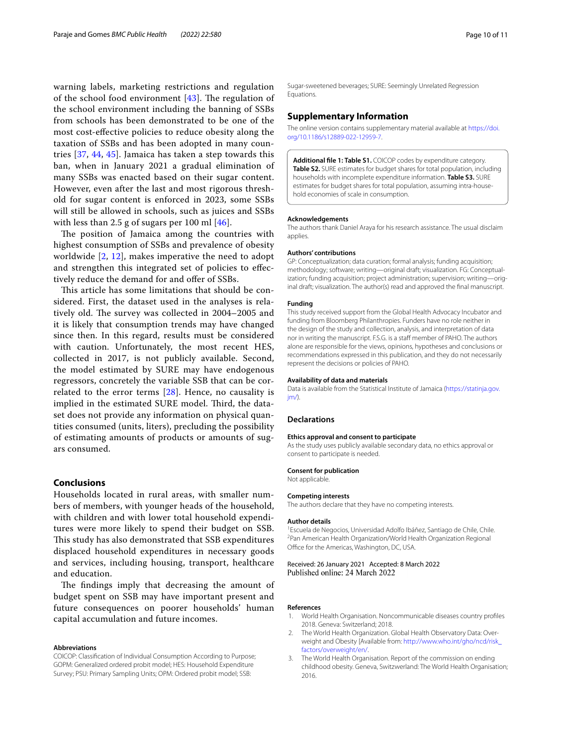warning labels, marketing restrictions and regulation of the school food environment [43]. The regulation of the school environment including the banning of SSBs from schools has been demonstrated to be one of the most cost-effective policies to reduce obesity along the taxation of SSBs and has been adopted in many countries [37, 44, 45]. Jamaica has taken a step towards this ban, when in January 2021 a gradual elimination of many SSBs was enacted based on their sugar content. However, even after the last and most rigorous threshold for sugar content is enforced in 2023, some SSBs will still be allowed in schools, such as juices and SSBs with less than 2.5 g of sugars per 100 ml [46].

The position of Jamaica among the countries with highest consumption of SSBs and prevalence of obesity worldwide [2, 12], makes imperative the need to adopt and strengthen this integrated set of policies to effectively reduce the demand for and offer of SSBs.

This article has some limitations that should be considered. First, the dataset used in the analyses is relatively old. The survey was collected in 2004–2005 and it is likely that consumption trends may have changed since then. In this regard, results must be considered with caution. Unfortunately, the most recent HES, collected in 2017, is not publicly available. Second, the model estimated by SURE may have endogenous regressors, concretely the variable SSB that can be correlated to the error terms [28]. Hence, no causality is implied in the estimated SURE model. Third, the dataset does not provide any information on physical quantities consumed (units, liters), precluding the possibility of estimating amounts of products or amounts of sugars consumed.

## Conclusions

Households located in rural areas, with smaller numbers of members, with younger heads of the household, with children and with lower total household expenditures were more likely to spend their budget on SSB. This study has also demonstrated that SSB expenditures displaced household expenditures in necessary goods and services, including housing, transport, healthcare and education.

The findings imply that decreasing the amount of budget spent on SSB may have important present and future consequences on poorer households' human capital accumulation and future incomes.

#### Abbreviations

COICOP: Classification of Individual Consumption According to Purpose; GOPM: Generalized ordered probit model; HES: Household Expenditure Survey; PSU: Primary Sampling Units; OPM: Ordered probit model; SSB: Sugar-sweetened beverages; SURE: Seemingly Unrelated Regression Equations.

## Supplementary Information

The online version contains supplementary material available at https://doi.org/10.1186/s12889-022-12959-7.

**Additional file 1: Table S1.** COICOP codes by expenditure category. **Table S2.** SURE estimates for budget shares for total population, including households with incomplete expenditure information. **Table S3.** SURE estimates for budget shares for total population, assuming intra-household economies of scale in consumption.

#### Acknowledgements

The authors thank Daniel Araya for his research assistance. The usual disclaim applies.

#### Authors' contributions

GP: Conceptualization; data curation; formal analysis; funding acquisition; methodology; software; writing—original draft; visualization. FG: Conceptualization; funding acquisition; project administration; supervision; writing—original draft; visualization. The author(s) read and approved the final manuscript.

#### Funding

This study received support from the Global Health Advocacy Incubator and funding from Bloomberg Philanthropies. Funders have no role neither in the design of the study and collection, analysis, and interpretation of data nor in writing the manuscript. F.S.G. is a staff member of PAHO. The authors alone are responsible for the views, opinions, hypotheses and conclusions or recommendations expressed in this publication, and they do not necessarily represent the decisions or policies of PAHO.

#### Availability of data and materials

Data is available from the Statistical Institute of Jamaica (https://statinja.gov.jm/).

## Declarations

#### Ethics approval and consent to participate

As the study uses publicly available secondary data, no ethics approval or consent to participate is needed.

#### Consent for publication

Not applicable.

#### Competing interests

The authors declare that they have no competing interests.

#### Author details

[1] Escuela de Negocios, Universidad Adolfo Ibáñez, Santiago de Chile, Chile. [2] Pan American Health Organization/World Health Organization Regional Office for the Americas, Washington, DC, USA.

Received: 26 January 2021 Accepted: 8 March 2022
Published online: 24 March 2022

#### References

1. World Health Organisation. Noncommunicable diseases country profiles 2018. Geneva: Switzerland; 2018.
2. The World Health Organization. Global Health Observatory Data: Overweight and Obesity [Available from: http://www.who.int/gho/ncd/risk_factors/overweight/en/.
3. The World Health Organisation. Report of the commission on ending childhood obesity. Geneva, Switzwerland: The World Health Organisation; 2016.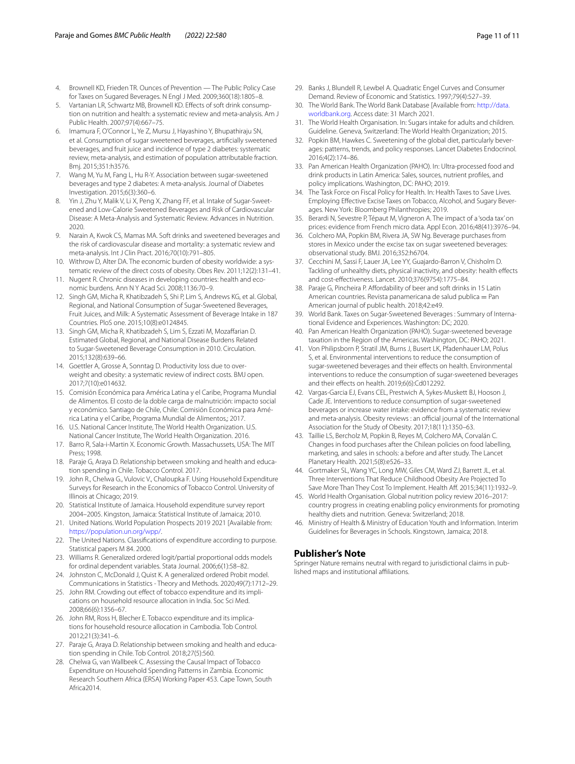4. Brownell KD, Frieden TR. Ounces of Prevention — The Public Policy Case for Taxes on Sugared Beverages. N Engl J Med. 2009;360(18):1805–8.
5. Vartanian LR, Schwartz MB, Brownell KD. Effects of soft drink consumption on nutrition and health: a systematic review and meta-analysis. Am J Public Health. 2007;97(4):667–75.
6. Imamura F, O'Connor L, Ye Z, Mursu J, Hayashino Y, Bhupathiraju SN, et al. Consumption of sugar sweetened beverages, artificially sweetened beverages, and fruit juice and incidence of type 2 diabetes: systematic review, meta-analysis, and estimation of population attributable fraction. Bmj. 2015;351:h3576.
7. Wang M, Yu M, Fang L, Hu R-Y. Association between sugar-sweetened beverages and type 2 diabetes: A meta-analysis. Journal of Diabetes Investigation. 2015;6(3):360–6.
8. Yin J, Zhu Y, Malik V, Li X, Peng X, Zhang FF, et al. Intake of Sugar-Sweetened and Low-Calorie Sweetened Beverages and Risk of Cardiovascular Disease: A Meta-Analysis and Systematic Review. Advances in Nutrition. 2020.
9. Narain A, Kwok CS, Mamas MA. Soft drinks and sweetened beverages and the risk of cardiovascular disease and mortality: a systematic review and meta-analysis. Int J Clin Pract. 2016;70(10):791–805.
10. Withrow D, Alter DA. The economic burden of obesity worldwide: a systematic review of the direct costs of obesity. Obes Rev. 2011;12(2):131–41.
11. Nugent R. Chronic diseases in developing countries: health and economic burdens. Ann N Y Acad Sci. 2008;1136:70–9.
12. Singh GM, Micha R, Khatibzadeh S, Shi P, Lim S, Andrews KG, et al. Global, Regional, and National Consumption of Sugar-Sweetened Beverages, Fruit Juices, and Milk: A Systematic Assessment of Beverage Intake in 187 Countries. PloS one. 2015;10(8):e0124845.
13. Singh GM, Micha R, Khatibzadeh S, Lim S, Ezzati M, Mozaffarian D. Estimated Global, Regional, and National Disease Burdens Related to Sugar-Sweetened Beverage Consumption in 2010. Circulation. 2015;132(8):639–66.
14. Goettler A, Grosse A, Sonntag D. Productivity loss due to overweight and obesity: a systematic review of indirect costs. BMJ open. 2017;7(10):e014632.
15. Comisión Económica para América Latina y el Caribe, Programa Mundial de Alimentos. El costo de la doble carga de malnutrición: impacto social y económico. Santiago de Chile, Chile: Comisión Económica para América Latina y el Caribe, Programa Mundial de Alimentos,; 2017.
16. U.S. National Cancer Institute, The World Health Organization. U.S. National Cancer Institute, The World Health Organization. 2016.
17. Barro R, Sala-i-Martin X. Economic Growth. Massachussets, USA: The MIT Press; 1998.
18. Paraje G, Araya D. Relationship between smoking and health and education spending in Chile. Tobacco Control. 2017.
19. John R., Chelwa G., Vulovic V., Chaloupka F. Using Household Expenditure Surveys for Research in the Economics of Tobacco Control. University of Illinois at Chicago; 2019.
20. Statistical Institute of Jamaica. Household expenditure survey report 2004–2005. Kingston, Jamaica: Statistical Institute of Jamaica; 2010.
21. United Nations. World Population Prospects 2019 2021 [Available from: https://population.un.org/wpp/.
22. The United Nations. Classifications of expenditure according to purpose. Statistical papers M 84. 2000.
23. Williams R. Generalized ordered logit/partial proportional odds models for ordinal dependent variables. Stata Journal. 2006;6(1):58–82.
24. Johnston C, McDonald J, Quist K. A generalized ordered Probit model. Communications in Statistics - Theory and Methods. 2020;49(7):1712–29.
25. John RM. Crowding out effect of tobacco expenditure and its implications on household resource allocation in India. Soc Sci Med. 2008;66(6):1356–67.
26. John RM, Ross H, Blecher E. Tobacco expenditure and its implications for household resource allocation in Cambodia. Tob Control. 2012;21(3):341–6.
27. Paraje G, Araya D. Relationship between smoking and health and education spending in Chile. Tob Control. 2018;27(5):560.
28. Chelwa G, van Wallbeek C. Assessing the Causal Impact of Tobacco Expenditure on Household Spending Patterns in Zambia. Economic Research Southern Africa (ERSA) Working Paper 453. Cape Town, South Africa2014.
29. Banks J, Blundell R, Lewbel A. Quadratic Engel Curves and Consumer Demand. Review of Economic and Statistics. 1997;79(4):527–39.
30. The World Bank. The World Bank Database [Available from: http://data.worldbank.org. Access date: 31 March 2021.
31. The World Health Organisation. In: Sugars intake for adults and children. Guideline. Geneva, Switzerland: The World Health Organization; 2015.
32. Popkin BM, Hawkes C. Sweetening of the global diet, particularly beverages: patterns, trends, and policy responses. Lancet Diabetes Endocrinol. 2016;4(2):174–86.
33. Pan American Health Organization (PAHO). In: Ultra-processed food and drink products in Latin America: Sales, sources, nutrient profiles, and policy implications. Washington, DC: PAHO; 2019.
34. The Task Force on Fiscal Policy for Health. In: Health Taxes to Save Lives. Employing Effective Excise Taxes on Tobacco, Alcohol, and Sugary Beverages. New York: Bloomberg Philanthropies; 2019.
35. Berardi N, Sevestre P, Tépaut M, Vigneron A. The impact of a 'soda tax' on prices: evidence from French micro data. Appl Econ. 2016;48(41):3976–94.
36. Colchero MA, Popkin BM, Rivera JA, SW Ng. Beverage purchases from stores in Mexico under the excise tax on sugar sweetened beverages: observational study. BMJ. 2016;352:h6704.
37. Cecchini M, Sassi F, Lauer JA, Lee YY, Guajardo-Barron V, Chisholm D. Tackling of unhealthy diets, physical inactivity, and obesity: health effects and cost-effectiveness. Lancet. 2010;376(9754):1775–84.
38. Paraje G, Pincheira P. Affordability of beer and soft drinks in 15 Latin American countries. Revista panamericana de salud publica = Pan American journal of public health. 2018;42:e49.
39. World Bank. Taxes on Sugar-Sweetened Beverages : Summary of International Evidence and Experiences. Washington: DC; 2020.
40. Pan American Health Organization (PAHO). Sugar-sweetened beverage taxation in the Region of the Americas. Washington, DC: PAHO; 2021.
41. Von Philipsborn P, Stratil JM, Burns J, Busert LK, Pfadenhauer LM, Polus S, et al. Environmental interventions to reduce the consumption of sugar-sweetened beverages and their effects on health. Environmental interventions to reduce the consumption of sugar-sweetened beverages and their effects on health. 2019;6(6):Cd012292.
42. Vargas-Garcia EJ, Evans CEL, Prestwich A, Sykes-Muskett BJ, Hooson J, Cade JE. Interventions to reduce consumption of sugar-sweetened beverages or increase water intake: evidence from a systematic review and meta-analysis. Obesity reviews : an official journal of the International Association for the Study of Obesity. 2017;18(11):1350–63.
43. Taillie LS, Bercholz M, Popkin B, Reyes M, Colchero MA, Corvalán C. Changes in food purchases after the Chilean policies on food labelling, marketing, and sales in schools: a before and after study. The Lancet Planetary Health. 2021;5(8):e526–33.
44. Gortmaker SL, Wang YC, Long MW, Giles CM, Ward ZJ, Barrett JL, et al. Three Interventions That Reduce Childhood Obesity Are Projected To Save More Than They Cost To Implement. Health Aff. 2015;34(11):1932–9.
45. World Health Organisation. Global nutrition policy review 2016–2017: country progress in creating enabling policy environments for promoting healthy diets and nutrition. Geneva: Switzerland; 2018.
46. Ministry of Health & Ministry of Education Youth and Information. Interim Guidelines for Beverages in Schools. Kingstown, Jamaica; 2018.

## Publisher's Note

Springer Nature remains neutral with regard to jurisdictional claims in published maps and institutional affiliations.